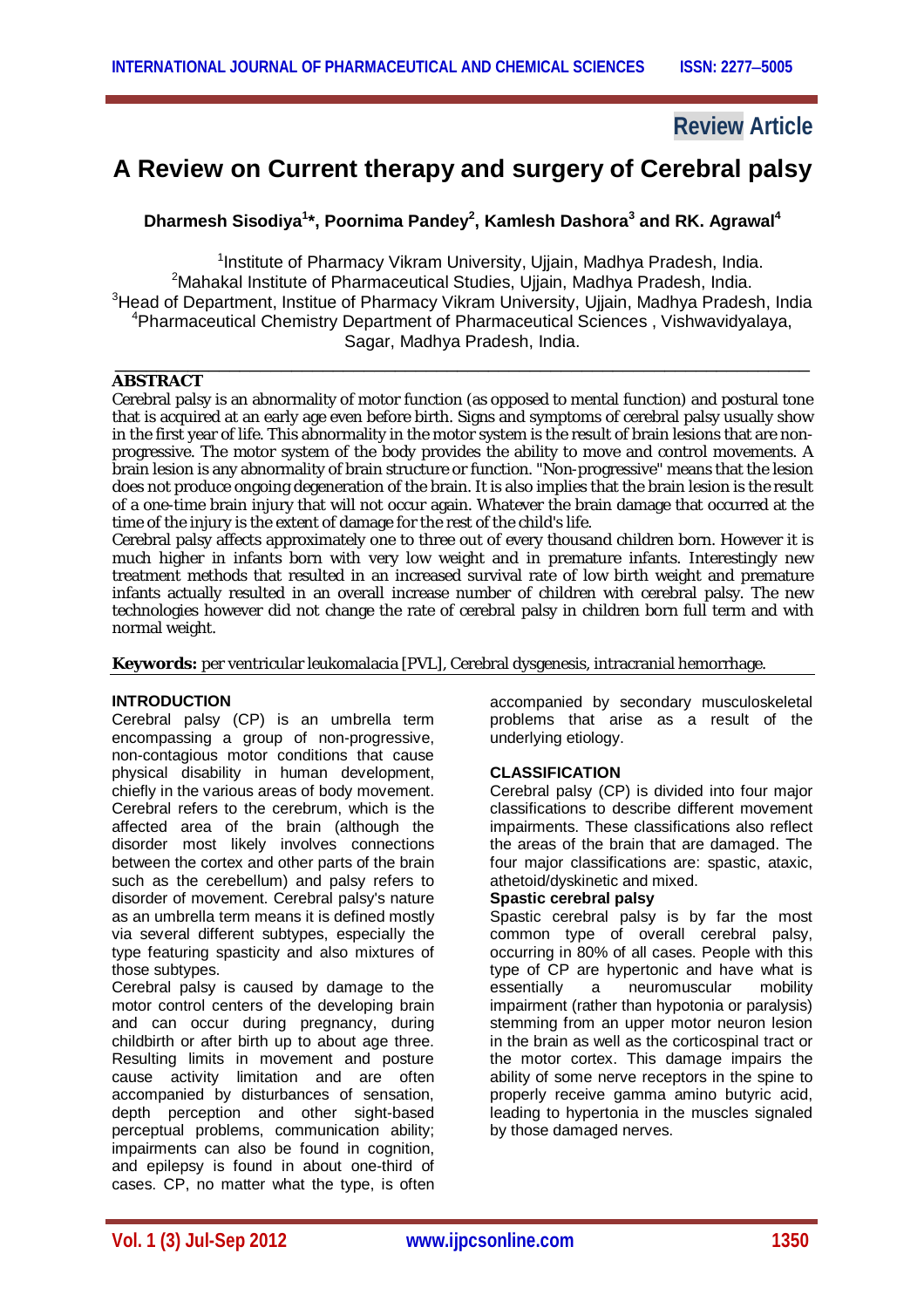Review Article

# A Review on Current therapy and surgery of Cerebral palsy

**Dharmesh Sisodiya[1]*, Poornima Pandey[2], Kamlesh Dashora[3] and RK. Agrawal[4]**

[1]Institute of Pharmacy Vikram University, Ujjain, Madhya Pradesh, India.
[2]Mahakal Institute of Pharmaceutical Studies, Ujjain, Madhya Pradesh, India.
[3]Head of Department, Institue of Pharmacy Vikram University, Ujjain, Madhya Pradesh, India
[4]Pharmaceutical Chemistry Department of Pharmaceutical Sciences , Vishwavidyalaya, Sagar, Madhya Pradesh, India.

## ABSTRACT

Cerebral palsy is an abnormality of motor function (as opposed to mental function) and postural tone that is acquired at an early age even before birth. Signs and symptoms of cerebral palsy usually show in the first year of life. This abnormality in the motor system is the result of brain lesions that are non-progressive. The motor system of the body provides the ability to move and control movements. A brain lesion is any abnormality of brain structure or function. "Non-progressive" means that the lesion does not produce ongoing degeneration of the brain. It is also implies that the brain lesion is the result of a one-time brain injury that will not occur again. Whatever the brain damage that occurred at the time of the injury is the extent of damage for the rest of the child's life.

Cerebral palsy affects approximately one to three out of every thousand children born. However it is much higher in infants born with very low weight and in premature infants. Interestingly new treatment methods that resulted in an increased survival rate of low birth weight and premature infants actually resulted in an overall increase number of children with cerebral palsy. The new technologies however did not change the rate of cerebral palsy in children born full term and with normal weight.

**Keywords:** per ventricular leukomalacia [PVL], Cerebral dysgenesis, intracranial hemorrhage.

## INTRODUCTION

Cerebral palsy (CP) is an umbrella term encompassing a group of non-progressive, non-contagious motor conditions that cause physical disability in human development, chiefly in the various areas of body movement. Cerebral refers to the cerebrum, which is the affected area of the brain (although the disorder most likely involves connections between the cortex and other parts of the brain such as the cerebellum) and palsy refers to disorder of movement. Cerebral palsy's nature as an umbrella term means it is defined mostly via several different subtypes, especially the type featuring spasticity and also mixtures of those subtypes.

Cerebral palsy is caused by damage to the motor control centers of the developing brain and can occur during pregnancy, during childbirth or after birth up to about age three. Resulting limits in movement and posture cause activity limitation and are often accompanied by disturbances of sensation, depth perception and other sight-based perceptual problems, communication ability; impairments can also be found in cognition, and epilepsy is found in about one-third of cases. CP, no matter what the type, is often accompanied by secondary musculoskeletal problems that arise as a result of the underlying etiology.

## CLASSIFICATION

Cerebral palsy (CP) is divided into four major classifications to describe different movement impairments. These classifications also reflect the areas of the brain that are damaged. The four major classifications are: spastic, ataxic, athetoid/dyskinetic and mixed.

### Spastic cerebral palsy

Spastic cerebral palsy is by far the most common type of overall cerebral palsy, occurring in 80% of all cases. People with this type of CP are hypertonic and have what is essentially a neuromuscular mobility impairment (rather than hypotonia or paralysis) stemming from an upper motor neuron lesion in the brain as well as the corticospinal tract or the motor cortex. This damage impairs the ability of some nerve receptors in the spine to properly receive gamma amino butyric acid, leading to hypertonia in the muscles signaled by those damaged nerves.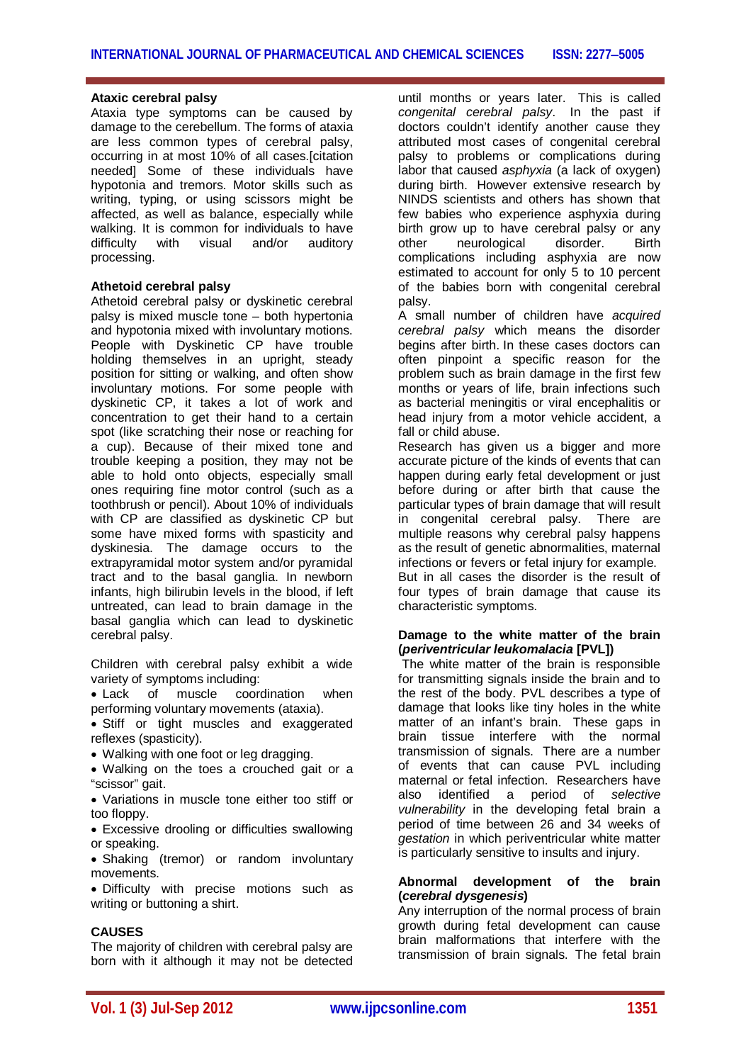**Ataxic cerebral palsy**

Ataxia type symptoms can be caused by damage to the cerebellum. The forms of ataxia are less common types of cerebral palsy, occurring in at most 10% of all cases.[citation needed] Some of these individuals have hypotonia and tremors. Motor skills such as writing, typing, or using scissors might be affected, as well as balance, especially while walking. It is common for individuals to have difficulty with visual and/or auditory processing.

**Athetoid cerebral palsy**

Athetoid cerebral palsy or dyskinetic cerebral palsy is mixed muscle tone – both hypertonia and hypotonia mixed with involuntary motions. People with Dyskinetic CP have trouble holding themselves in an upright, steady position for sitting or walking, and often show involuntary motions. For some people with dyskinetic CP, it takes a lot of work and concentration to get their hand to a certain spot (like scratching their nose or reaching for a cup). Because of their mixed tone and trouble keeping a position, they may not be able to hold onto objects, especially small ones requiring fine motor control (such as a toothbrush or pencil). About 10% of individuals with CP are classified as dyskinetic CP but some have mixed forms with spasticity and dyskinesia. The damage occurs to the extrapyramidal motor system and/or pyramidal tract and to the basal ganglia. In newborn infants, high bilirubin levels in the blood, if left untreated, can lead to brain damage in the basal ganglia which can lead to dyskinetic cerebral palsy.

Children with cerebral palsy exhibit a wide variety of symptoms including:

- Lack of muscle coordination when performing voluntary movements (ataxia).
- Stiff or tight muscles and exaggerated reflexes (spasticity).
- Walking with one foot or leg dragging.
- Walking on the toes a crouched gait or a "scissor" gait.
- Variations in muscle tone either too stiff or too floppy.
- Excessive drooling or difficulties swallowing or speaking.
- Shaking (tremor) or random involuntary movements.
- Difficulty with precise motions such as writing or buttoning a shirt.

**CAUSES**

The majority of children with cerebral palsy are born with it although it may not be detected until months or years later. This is called *congenital cerebral palsy*. In the past if doctors couldn't identify another cause they attributed most cases of congenital cerebral palsy to problems or complications during labor that caused *asphyxia* (a lack of oxygen) during birth. However extensive research by NINDS scientists and others has shown that few babies who experience asphyxia during birth grow up to have cerebral palsy or any other neurological disorder. Birth complications including asphyxia are now estimated to account for only 5 to 10 percent of the babies born with congenital cerebral palsy.

A small number of children have *acquired cerebral palsy* which means the disorder begins after birth. In these cases doctors can often pinpoint a specific reason for the problem such as brain damage in the first few months or years of life, brain infections such as bacterial meningitis or viral encephalitis or head injury from a motor vehicle accident, a fall or child abuse.

Research has given us a bigger and more accurate picture of the kinds of events that can happen during early fetal development or just before during or after birth that cause the particular types of brain damage that will result in congenital cerebral palsy. There are multiple reasons why cerebral palsy happens as the result of genetic abnormalities, maternal infections or fevers or fetal injury for example. But in all cases the disorder is the result of four types of brain damage that cause its characteristic symptoms.

**Damage to the white matter of the brain (*periventricular leukomalacia* [PVL])**

The white matter of the brain is responsible for transmitting signals inside the brain and to the rest of the body. PVL describes a type of damage that looks like tiny holes in the white matter of an infant's brain. These gaps in brain tissue interfere with the normal transmission of signals. There are a number of events that can cause PVL including maternal or fetal infection. Researchers have also identified a period of *selective vulnerability* in the developing fetal brain a period of time between 26 and 34 weeks of *gestation* in which periventricular white matter is particularly sensitive to insults and injury.

**Abnormal development of the brain (*cerebral dysgenesis*)**

Any interruption of the normal process of brain growth during fetal development can cause brain malformations that interfere with the transmission of brain signals. The fetal brain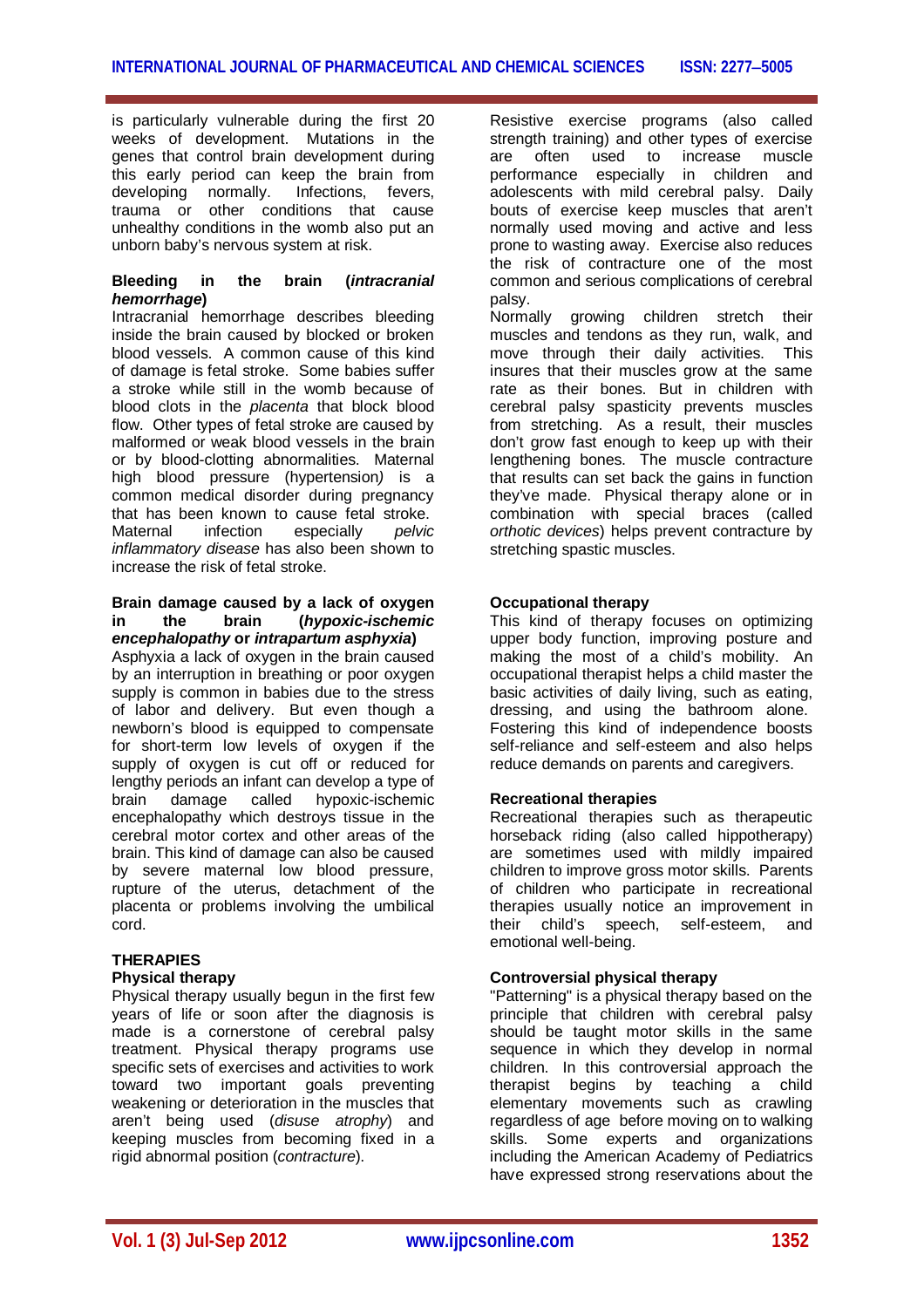is particularly vulnerable during the first 20 weeks of development. Mutations in the genes that control brain development during this early period can keep the brain from developing normally. Infections, fevers, trauma or other conditions that cause unhealthy conditions in the womb also put an unborn baby's nervous system at risk.

**Bleeding in the brain (*intracranial hemorrhage*)**

Intracranial hemorrhage describes bleeding inside the brain caused by blocked or broken blood vessels. A common cause of this kind of damage is fetal stroke. Some babies suffer a stroke while still in the womb because of blood clots in the *placenta* that block blood flow. Other types of fetal stroke are caused by malformed or weak blood vessels in the brain or by blood-clotting abnormalities. Maternal high blood pressure (hypertension*)* is a common medical disorder during pregnancy that has been known to cause fetal stroke. Maternal infection especially *pelvic inflammatory disease* has also been shown to increase the risk of fetal stroke.

**Brain damage caused by a lack of oxygen in the brain (*hypoxic-ischemic encephalopathy* or *intrapartum asphyxia*)**

Asphyxia a lack of oxygen in the brain caused by an interruption in breathing or poor oxygen supply is common in babies due to the stress of labor and delivery. But even though a newborn's blood is equipped to compensate for short-term low levels of oxygen if the supply of oxygen is cut off or reduced for lengthy periods an infant can develop a type of brain damage called hypoxic-ischemic encephalopathy which destroys tissue in the cerebral motor cortex and other areas of the brain. This kind of damage can also be caused by severe maternal low blood pressure, rupture of the uterus, detachment of the placenta or problems involving the umbilical cord.

## THERAPIES

### Physical therapy

Physical therapy usually begun in the first few years of life or soon after the diagnosis is made is a cornerstone of cerebral palsy treatment. Physical therapy programs use specific sets of exercises and activities to work toward two important goals preventing weakening or deterioration in the muscles that aren't being used (*disuse atrophy*) and keeping muscles from becoming fixed in a rigid abnormal position (*contracture*).

Resistive exercise programs (also called strength training) and other types of exercise are often used to increase muscle performance especially in children and adolescents with mild cerebral palsy. Daily bouts of exercise keep muscles that aren't normally used moving and active and less prone to wasting away. Exercise also reduces the risk of contracture one of the most common and serious complications of cerebral palsy.

Normally growing children stretch their muscles and tendons as they run, walk, and move through their daily activities. This insures that their muscles grow at the same rate as their bones. But in children with cerebral palsy spasticity prevents muscles from stretching. As a result, their muscles don't grow fast enough to keep up with their lengthening bones. The muscle contracture that results can set back the gains in function they've made. Physical therapy alone or in combination with special braces (called *orthotic devices*) helps prevent contracture by stretching spastic muscles.

### Occupational therapy

This kind of therapy focuses on optimizing upper body function, improving posture and making the most of a child's mobility. An occupational therapist helps a child master the basic activities of daily living, such as eating, dressing, and using the bathroom alone. Fostering this kind of independence boosts self-reliance and self-esteem and also helps reduce demands on parents and caregivers.

### Recreational therapies

Recreational therapies such as therapeutic horseback riding (also called hippotherapy) are sometimes used with mildly impaired children to improve gross motor skills. Parents of children who participate in recreational therapies usually notice an improvement in their child's speech, self-esteem, and emotional well-being.

### Controversial physical therapy

"Patterning" is a physical therapy based on the principle that children with cerebral palsy should be taught motor skills in the same sequence in which they develop in normal children. In this controversial approach the therapist begins by teaching a child elementary movements such as crawling regardless of age before moving on to walking skills. Some experts and organizations including the American Academy of Pediatrics have expressed strong reservations about the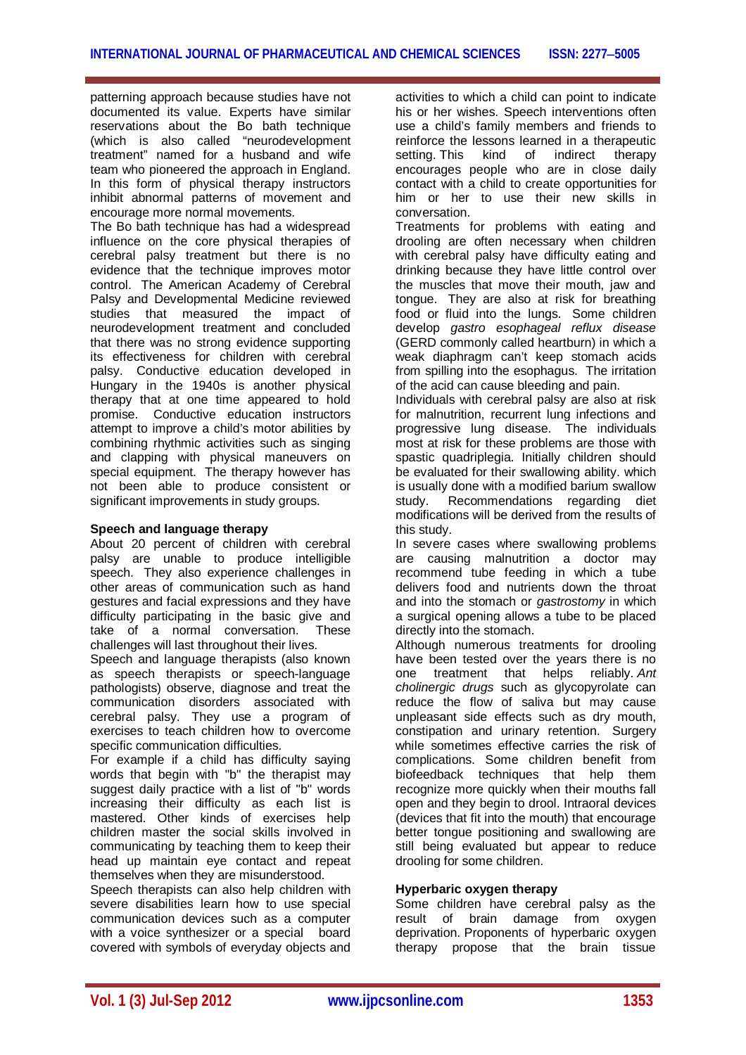patterning approach because studies have not documented its value. Experts have similar reservations about the Bo bath technique (which is also called "neurodevelopment treatment" named for a husband and wife team who pioneered the approach in England. In this form of physical therapy instructors inhibit abnormal patterns of movement and encourage more normal movements.

The Bo bath technique has had a widespread influence on the core physical therapies of cerebral palsy treatment but there is no evidence that the technique improves motor control. The American Academy of Cerebral Palsy and Developmental Medicine reviewed studies that measured the impact of neurodevelopment treatment and concluded that there was no strong evidence supporting its effectiveness for children with cerebral palsy. Conductive education developed in Hungary in the 1940s is another physical therapy that at one time appeared to hold promise. Conductive education instructors attempt to improve a child's motor abilities by combining rhythmic activities such as singing and clapping with physical maneuvers on special equipment. The therapy however has not been able to produce consistent or significant improvements in study groups.

**Speech and language therapy**

About 20 percent of children with cerebral palsy are unable to produce intelligible speech. They also experience challenges in other areas of communication such as hand gestures and facial expressions and they have difficulty participating in the basic give and take of a normal conversation. These challenges will last throughout their lives.

Speech and language therapists (also known as speech therapists or speech-language pathologists) observe, diagnose and treat the communication disorders associated with cerebral palsy. They use a program of exercises to teach children how to overcome specific communication difficulties.

For example if a child has difficulty saying words that begin with "b" the therapist may suggest daily practice with a list of "b" words increasing their difficulty as each list is mastered. Other kinds of exercises help children master the social skills involved in communicating by teaching them to keep their head up maintain eye contact and repeat themselves when they are misunderstood.

Speech therapists can also help children with severe disabilities learn how to use special communication devices such as a computer with a voice synthesizer or a special board covered with symbols of everyday objects and activities to which a child can point to indicate his or her wishes. Speech interventions often use a child's family members and friends to reinforce the lessons learned in a therapeutic setting. This kind of indirect therapy encourages people who are in close daily contact with a child to create opportunities for him or her to use their new skills in conversation.

Treatments for problems with eating and drooling are often necessary when children with cerebral palsy have difficulty eating and drinking because they have little control over the muscles that move their mouth, jaw and tongue. They are also at risk for breathing food or fluid into the lungs. Some children develop *gastro esophageal reflux disease* (GERD commonly called heartburn) in which a weak diaphragm can't keep stomach acids from spilling into the esophagus. The irritation of the acid can cause bleeding and pain.

Individuals with cerebral palsy are also at risk for malnutrition, recurrent lung infections and progressive lung disease. The individuals most at risk for these problems are those with spastic quadriplegia. Initially children should be evaluated for their swallowing ability. which is usually done with a modified barium swallow study. Recommendations regarding diet modifications will be derived from the results of this study.

In severe cases where swallowing problems are causing malnutrition a doctor may recommend tube feeding in which a tube delivers food and nutrients down the throat and into the stomach or *gastrostomy* in which a surgical opening allows a tube to be placed directly into the stomach.

Although numerous treatments for drooling have been tested over the years there is no one treatment that helps reliably. *Ant cholinergic drugs* such as glycopyrolate can reduce the flow of saliva but may cause unpleasant side effects such as dry mouth, constipation and urinary retention. Surgery while sometimes effective carries the risk of complications. Some children benefit from biofeedback techniques that help them recognize more quickly when their mouths fall open and they begin to drool. Intraoral devices (devices that fit into the mouth) that encourage better tongue positioning and swallowing are still being evaluated but appear to reduce drooling for some children.

**Hyperbaric oxygen therapy**

Some children have cerebral palsy as the result of brain damage from oxygen deprivation. Proponents of hyperbaric oxygen therapy propose that the brain tissue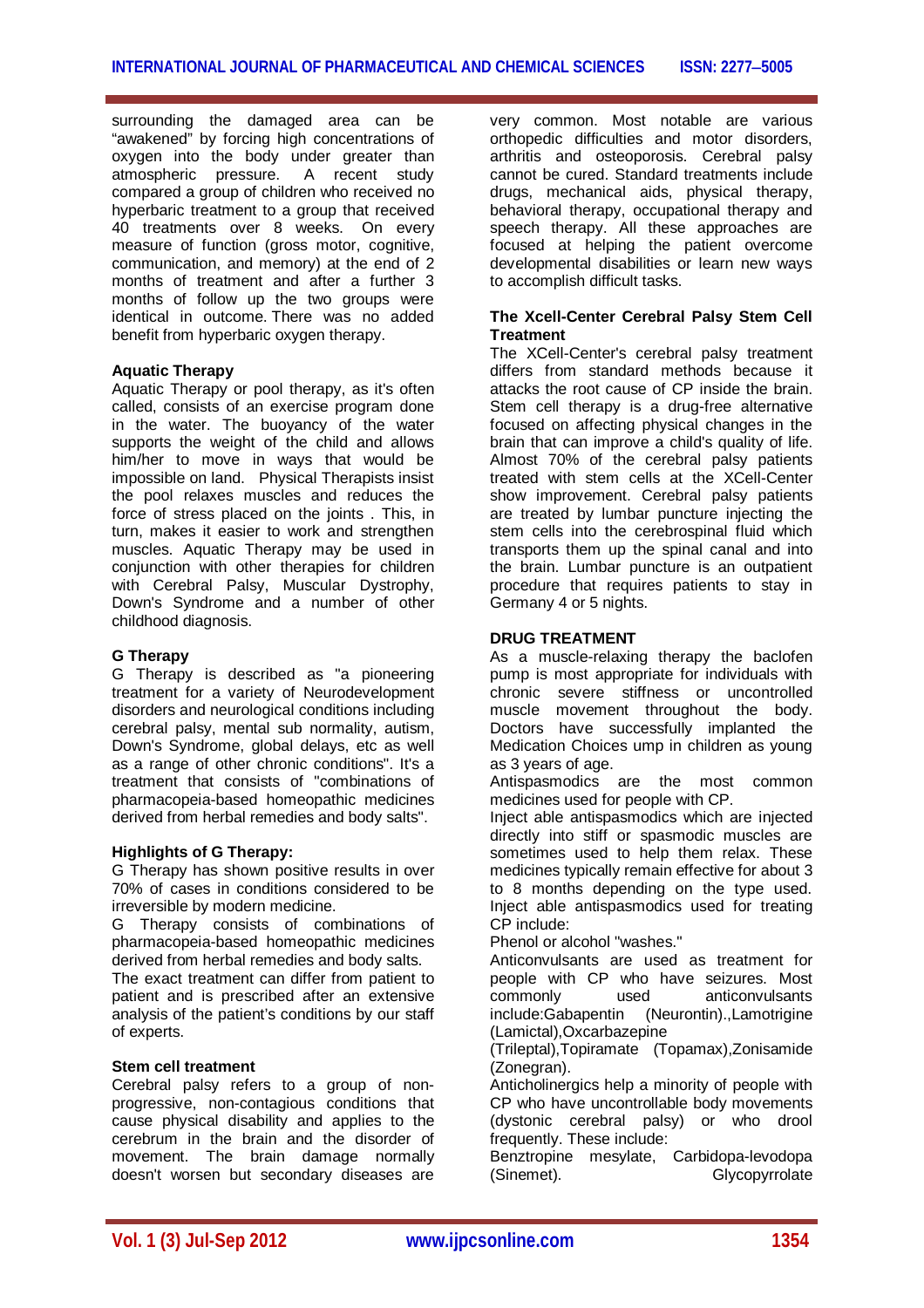surrounding the damaged area can be "awakened" by forcing high concentrations of oxygen into the body under greater than atmospheric pressure. A recent study compared a group of children who received no hyperbaric treatment to a group that received 40 treatments over 8 weeks. On every measure of function (gross motor, cognitive, communication, and memory) at the end of 2 months of treatment and after a further 3 months of follow up the two groups were identical in outcome. There was no added benefit from hyperbaric oxygen therapy.

**Aquatic Therapy**

Aquatic Therapy or pool therapy, as it's often called, consists of an exercise program done in the water. The buoyancy of the water supports the weight of the child and allows him/her to move in ways that would be impossible on land. Physical Therapists insist the pool relaxes muscles and reduces the force of stress placed on the joints . This, in turn, makes it easier to work and strengthen muscles. Aquatic Therapy may be used in conjunction with other therapies for children with Cerebral Palsy, Muscular Dystrophy, Down's Syndrome and a number of other childhood diagnosis.

**G Therapy**

G Therapy is described as "a pioneering treatment for a variety of Neurodevelopment disorders and neurological conditions including cerebral palsy, mental sub normality, autism, Down's Syndrome, global delays, etc as well as a range of other chronic conditions". It's a treatment that consists of "combinations of pharmacopeia-based homeopathic medicines derived from herbal remedies and body salts".

**Highlights of G Therapy:**

G Therapy has shown positive results in over 70% of cases in conditions considered to be irreversible by modern medicine.

G Therapy consists of combinations of pharmacopeia-based homeopathic medicines derived from herbal remedies and body salts.

The exact treatment can differ from patient to patient and is prescribed after an extensive analysis of the patient's conditions by our staff of experts.

**Stem cell treatment**

Cerebral palsy refers to a group of non-progressive, non-contagious conditions that cause physical disability and applies to the cerebrum in the brain and the disorder of movement. The brain damage normally doesn't worsen but secondary diseases are very common. Most notable are various orthopedic difficulties and motor disorders, arthritis and osteoporosis. Cerebral palsy cannot be cured. Standard treatments include drugs, mechanical aids, physical therapy, behavioral therapy, occupational therapy and speech therapy. All these approaches are focused at helping the patient overcome developmental disabilities or learn new ways to accomplish difficult tasks.

**The Xcell-Center Cerebral Palsy Stem Cell Treatment**

The XCell-Center's cerebral palsy treatment differs from standard methods because it attacks the root cause of CP inside the brain. Stem cell therapy is a drug-free alternative focused on affecting physical changes in the brain that can improve a child's quality of life. Almost 70% of the cerebral palsy patients treated with stem cells at the XCell-Center show improvement. Cerebral palsy patients are treated by lumbar puncture injecting the stem cells into the cerebrospinal fluid which transports them up the spinal canal and into the brain. Lumbar puncture is an outpatient procedure that requires patients to stay in Germany 4 or 5 nights.

**DRUG TREATMENT**

As a muscle-relaxing therapy the baclofen pump is most appropriate for individuals with chronic severe stiffness or uncontrolled muscle movement throughout the body. Doctors have successfully implanted the Medication Choices ump in children as young as 3 years of age.

Antispasmodics are the most common medicines used for people with CP.

Inject able antispasmodics which are injected directly into stiff or spasmodic muscles are sometimes used to help them relax. These medicines typically remain effective for about 3 to 8 months depending on the type used. Inject able antispasmodics used for treating CP include:

Phenol or alcohol "washes."

Anticonvulsants are used as treatment for people with CP who have seizures. Most commonly used anticonvulsants include:Gabapentin (Neurontin).,Lamotrigine (Lamictal),Oxcarbazepine (Trileptal),Topiramate (Topamax),Zonisamide (Zonegran).

Anticholinergics help a minority of people with CP who have uncontrollable body movements (dystonic cerebral palsy) or who drool frequently. These include:

Benztropine mesylate, Carbidopa-levodopa (Sinemet). Glycopyrrolate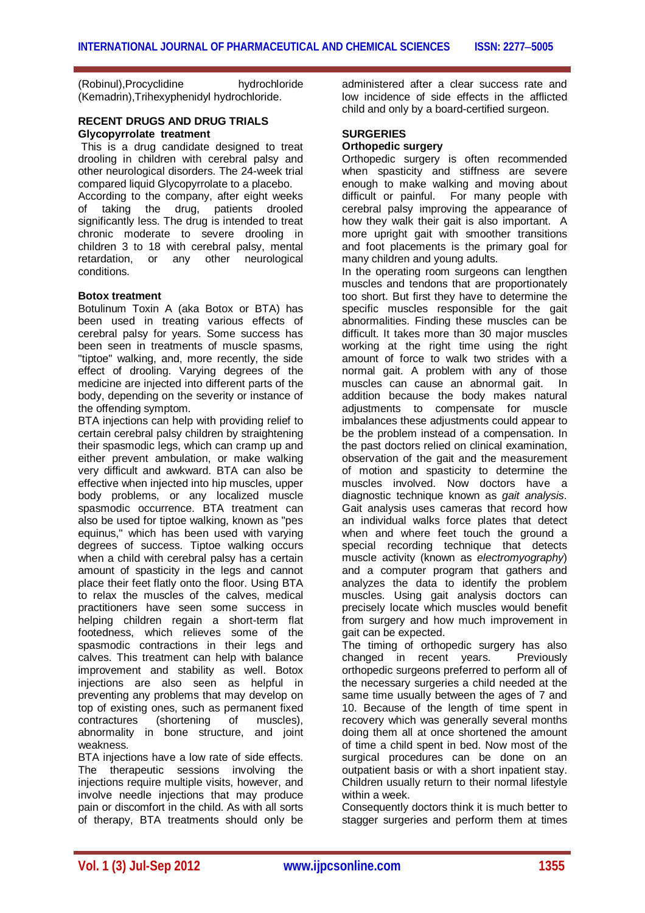(Robinul),Procyclidine hydrochloride (Kemadrin),Trihexyphenidyl hydrochloride.

## RECENT DRUGS AND DRUG TRIALS

### Glycopyrrolate treatment

This is a drug candidate designed to treat drooling in children with cerebral palsy and other neurological disorders. The 24-week trial compared liquid Glycopyrrolate to a placebo.

According to the company, after eight weeks of taking the drug, patients drooled significantly less. The drug is intended to treat chronic moderate to severe drooling in children 3 to 18 with cerebral palsy, mental retardation, or any other neurological conditions.

### Botox treatment

Botulinum Toxin A (aka Botox or BTA) has been used in treating various effects of cerebral palsy for years. Some success has been seen in treatments of muscle spasms, "tiptoe" walking, and, more recently, the side effect of drooling. Varying degrees of the medicine are injected into different parts of the body, depending on the severity or instance of the offending symptom.

BTA injections can help with providing relief to certain cerebral palsy children by straightening their spasmodic legs, which can cramp up and either prevent ambulation, or make walking very difficult and awkward. BTA can also be effective when injected into hip muscles, upper body problems, or any localized muscle spasmodic occurrence. BTA treatment can also be used for tiptoe walking, known as "pes equinus," which has been used with varying degrees of success. Tiptoe walking occurs when a child with cerebral palsy has a certain amount of spasticity in the legs and cannot place their feet flatly onto the floor. Using BTA to relax the muscles of the calves, medical practitioners have seen some success in helping children regain a short-term flat footedness, which relieves some of the spasmodic contractions in their legs and calves. This treatment can help with balance improvement and stability as well. Botox injections are also seen as helpful in preventing any problems that may develop on top of existing ones, such as permanent fixed contractures (shortening of muscles), abnormality in bone structure, and joint weakness.

BTA injections have a low rate of side effects. The therapeutic sessions involving the injections require multiple visits, however, and involve needle injections that may produce pain or discomfort in the child. As with all sorts of therapy, BTA treatments should only be administered after a clear success rate and low incidence of side effects in the afflicted child and only by a board-certified surgeon.

## SURGERIES

### Orthopedic surgery

Orthopedic surgery is often recommended when spasticity and stiffness are severe enough to make walking and moving about difficult or painful. For many people with cerebral palsy improving the appearance of how they walk their gait is also important. A more upright gait with smoother transitions and foot placements is the primary goal for many children and young adults.

In the operating room surgeons can lengthen muscles and tendons that are proportionately too short. But first they have to determine the specific muscles responsible for the gait abnormalities. Finding these muscles can be difficult. It takes more than 30 major muscles working at the right time using the right amount of force to walk two strides with a normal gait. A problem with any of those muscles can cause an abnormal gait. In addition because the body makes natural adjustments to compensate for muscle imbalances these adjustments could appear to be the problem instead of a compensation. In the past doctors relied on clinical examination, observation of the gait and the measurement of motion and spasticity to determine the muscles involved. Now doctors have a diagnostic technique known as *gait analysis*. Gait analysis uses cameras that record how an individual walks force plates that detect when and where feet touch the ground a special recording technique that detects muscle activity (known as *electromyography*) and a computer program that gathers and analyzes the data to identify the problem muscles. Using gait analysis doctors can precisely locate which muscles would benefit from surgery and how much improvement in gait can be expected.

The timing of orthopedic surgery has also changed in recent years. Previously orthopedic surgeons preferred to perform all of the necessary surgeries a child needed at the same time usually between the ages of 7 and 10. Because of the length of time spent in recovery which was generally several months doing them all at once shortened the amount of time a child spent in bed. Now most of the surgical procedures can be done on an outpatient basis or with a short inpatient stay. Children usually return to their normal lifestyle within a week.

Consequently doctors think it is much better to stagger surgeries and perform them at times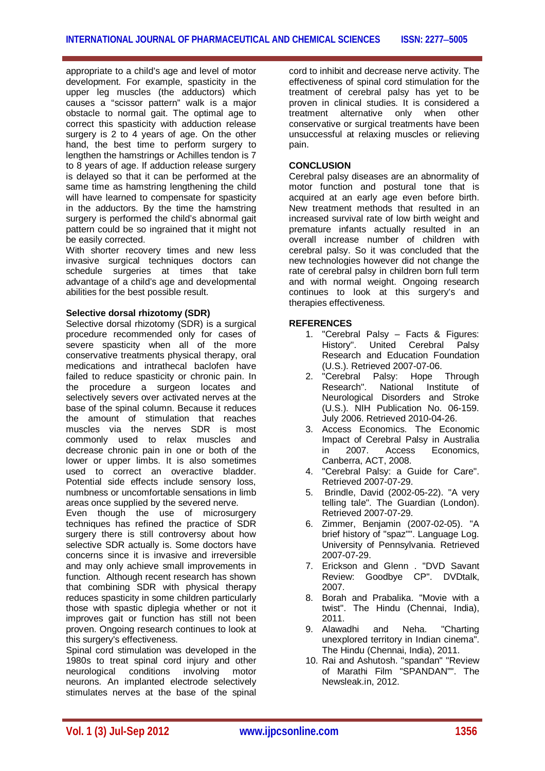appropriate to a child's age and level of motor development. For example, spasticity in the upper leg muscles (the adductors) which causes a "scissor pattern" walk is a major obstacle to normal gait. The optimal age to correct this spasticity with adduction release surgery is 2 to 4 years of age. On the other hand, the best time to perform surgery to lengthen the hamstrings or Achilles tendon is 7 to 8 years of age. If adduction release surgery is delayed so that it can be performed at the same time as hamstring lengthening the child will have learned to compensate for spasticity in the adductors. By the time the hamstring surgery is performed the child's abnormal gait pattern could be so ingrained that it might not be easily corrected.

With shorter recovery times and new less invasive surgical techniques doctors can schedule surgeries at times that take advantage of a child's age and developmental abilities for the best possible result.

**Selective dorsal rhizotomy (SDR)**

Selective dorsal rhizotomy (SDR) is a surgical procedure recommended only for cases of severe spasticity when all of the more conservative treatments physical therapy, oral medications and intrathecal baclofen have failed to reduce spasticity or chronic pain. In the procedure a surgeon locates and selectively severs over activated nerves at the base of the spinal column. Because it reduces the amount of stimulation that reaches muscles via the nerves SDR is most commonly used to relax muscles and decrease chronic pain in one or both of the lower or upper limbs. It is also sometimes used to correct an overactive bladder. Potential side effects include sensory loss, numbness or uncomfortable sensations in limb areas once supplied by the severed nerve.

Even though the use of microsurgery techniques has refined the practice of SDR surgery there is still controversy about how selective SDR actually is. Some doctors have concerns since it is invasive and irreversible and may only achieve small improvements in function. Although recent research has shown that combining SDR with physical therapy reduces spasticity in some children particularly those with spastic diplegia whether or not it improves gait or function has still not been proven. Ongoing research continues to look at this surgery's effectiveness.

Spinal cord stimulation was developed in the 1980s to treat spinal cord injury and other neurological conditions involving motor neurons. An implanted electrode selectively stimulates nerves at the base of the spinal cord to inhibit and decrease nerve activity. The effectiveness of spinal cord stimulation for the treatment of cerebral palsy has yet to be proven in clinical studies. It is considered a treatment alternative only when other conservative or surgical treatments have been unsuccessful at relaxing muscles or relieving pain.

## CONCLUSION

Cerebral palsy diseases are an abnormality of motor function and postural tone that is acquired at an early age even before birth. New treatment methods that resulted in an increased survival rate of low birth weight and premature infants actually resulted in an overall increase number of children with cerebral palsy. So it was concluded that the new technologies however did not change the rate of cerebral palsy in children born full term and with normal weight. Ongoing research continues to look at this surgery's and therapies effectiveness.

## REFERENCES

1. "Cerebral Palsy – Facts & Figures: History". United Cerebral Palsy Research and Education Foundation (U.S.). Retrieved 2007-07-06.
2. "Cerebral Palsy: Hope Through Research". National Institute of Neurological Disorders and Stroke (U.S.). NIH Publication No. 06-159. July 2006. Retrieved 2010-04-26.
3. Access Economics. The Economic Impact of Cerebral Palsy in Australia in 2007. Access Economics, Canberra, ACT, 2008.
4. "Cerebral Palsy: a Guide for Care". Retrieved 2007-07-29.
5. Brindle, David (2002-05-22). "A very telling tale". The Guardian (London). Retrieved 2007-07-29.
6. Zimmer, Benjamin (2007-02-05). "A brief history of "spaz"". Language Log. University of Pennsylvania. Retrieved 2007-07-29.
7. Erickson and Glenn . "DVD Savant Review: Goodbye CP". DVDtalk, 2007.
8. Borah and Prabalika. "Movie with a twist". The Hindu (Chennai, India), 2011.
9. Alawadhi and Neha. "Charting unexplored territory in Indian cinema". The Hindu (Chennai, India), 2011.
10. Rai and Ashutosh. "spandan" "Review of Marathi Film "SPANDAN"". The Newsleak.in, 2012.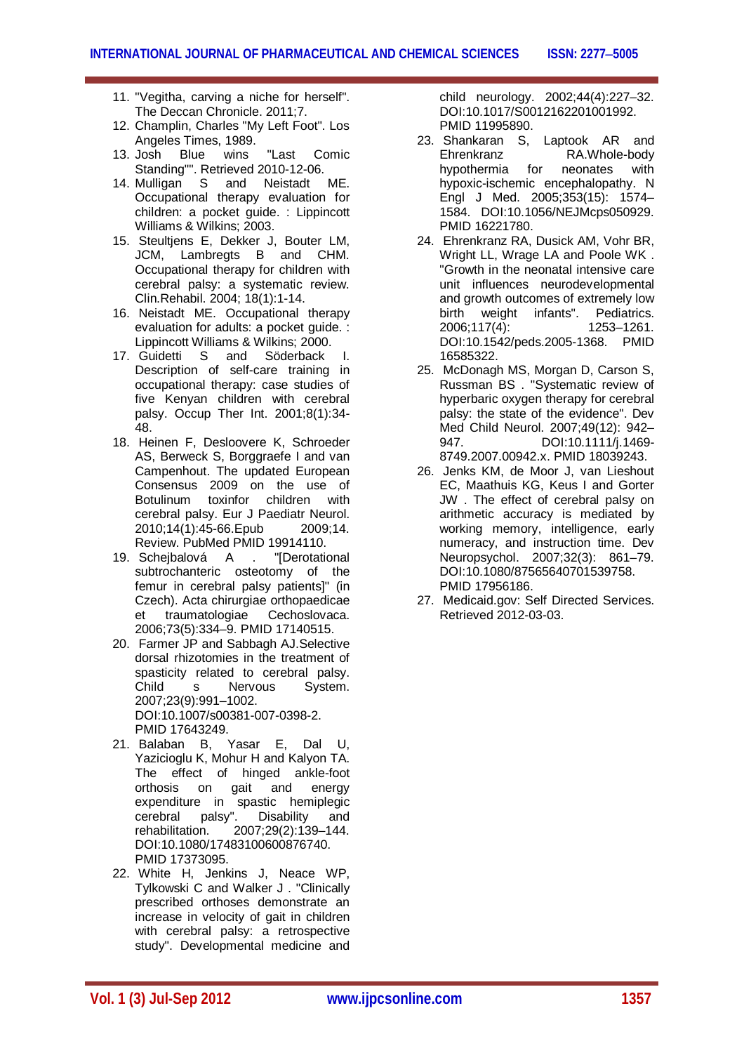11. "Vegitha, carving a niche for herself". The Deccan Chronicle. 2011;7.
12. Champlin, Charles "My Left Foot". Los Angeles Times, 1989.
13. Josh Blue wins "Last Comic Standing"". Retrieved 2010-12-06.
14. Mulligan S and Neistadt ME. Occupational therapy evaluation for children: a pocket guide. : Lippincott Williams & Wilkins; 2003.
15. Steultjens E, Dekker J, Bouter LM, JCM, Lambregts B and CHM. Occupational therapy for children with cerebral palsy: a systematic review. Clin.Rehabil. 2004; 18(1):1-14.
16. Neistadt ME. Occupational therapy evaluation for adults: a pocket guide. : Lippincott Williams & Wilkins; 2000.
17. Guidetti S and Söderback I. Description of self-care training in occupational therapy: case studies of five Kenyan children with cerebral palsy. Occup Ther Int. 2001;8(1):34-48.
18. Heinen F, Desloovere K, Schroeder AS, Berweck S, Borggraefe I and van Campenhout. The updated European Consensus 2009 on the use of Botulinum toxinfor children with cerebral palsy. Eur J Paediatr Neurol. 2010;14(1):45-66.Epub 2009;14. Review. PubMed PMID 19914110.
19. Schejbalová A . "[Derotational subtrochanteric osteotomy of the femur in cerebral palsy patients]" (in Czech). Acta chirurgiae orthopaedicae et traumatologiae Cechoslovaca. 2006;73(5):334–9. PMID 17140515.
20. Farmer JP and Sabbagh AJ.Selective dorsal rhizotomies in the treatment of spasticity related to cerebral palsy. Child s Nervous System. 2007;23(9):991–1002. DOI:10.1007/s00381-007-0398-2. PMID 17643249.
21. Balaban B, Yasar E, Dal U, Yazicioglu K, Mohur H and Kalyon TA. The effect of hinged ankle-foot orthosis on gait and energy expenditure in spastic hemiplegic cerebral palsy". Disability and rehabilitation. 2007;29(2):139–144. DOI:10.1080/17483100600876740. PMID 17373095.
22. White H, Jenkins J, Neace WP, Tylkowski C and Walker J . "Clinically prescribed orthoses demonstrate an increase in velocity of gait in children with cerebral palsy: a retrospective study". Developmental medicine and child neurology. 2002;44(4):227–32. DOI:10.1017/S0012162201001992. PMID 11995890.
23. Shankaran S, Laptook AR and Ehrenkranz RA.Whole-body hypothermia for neonates with hypoxic-ischemic encephalopathy. N Engl J Med. 2005;353(15): 1574–1584. DOI:10.1056/NEJMcps050929. PMID 16221780.
24. Ehrenkranz RA, Dusick AM, Vohr BR, Wright LL, Wrage LA and Poole WK . "Growth in the neonatal intensive care unit influences neurodevelopmental and growth outcomes of extremely low birth weight infants". Pediatrics. 2006;117(4): 1253–1261. DOI:10.1542/peds.2005-1368. PMID 16585322.
25. McDonagh MS, Morgan D, Carson S, Russman BS . "Systematic review of hyperbaric oxygen therapy for cerebral palsy: the state of the evidence". Dev Med Child Neurol. 2007;49(12): 942–947. DOI:10.1111/j.1469-8749.2007.00942.x. PMID 18039243.
26. Jenks KM, de Moor J, van Lieshout EC, Maathuis KG, Keus I and Gorter JW . The effect of cerebral palsy on arithmetic accuracy is mediated by working memory, intelligence, early numeracy, and instruction time. Dev Neuropsychol. 2007;32(3): 861–79. DOI:10.1080/87565640701539758. PMID 17956186.
27. Medicaid.gov: Self Directed Services. Retrieved 2012-03-03.